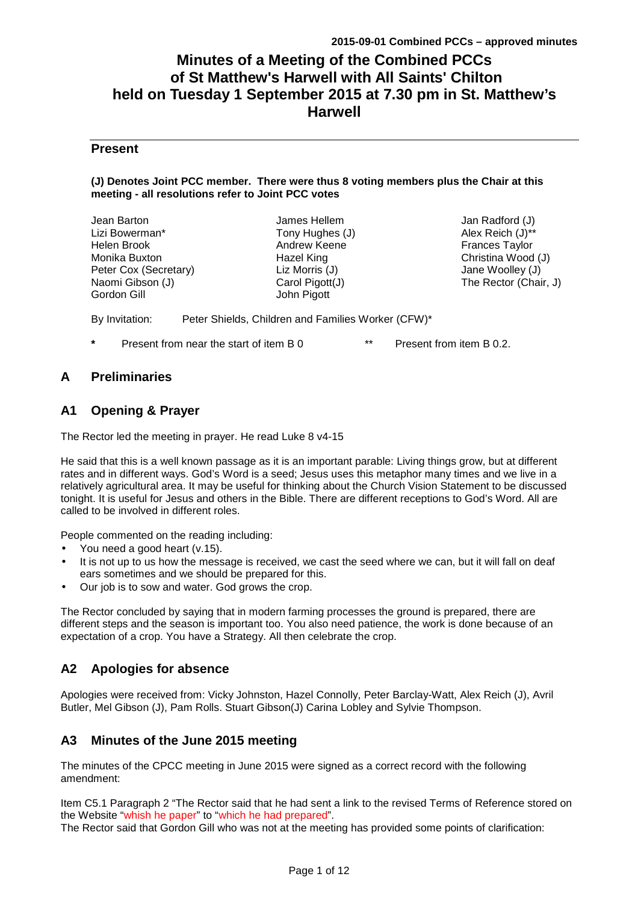# Minutes of a Meeting of the Combined PCCs of St Matthew's Harwell with All Saints' Chilton held on Tuesday 1 September 2015 at 7.30 pm in St. Matthew's Harwell

## Present

**(J) Denotes Joint PCC member. There were thus 8 voting members plus the Chair at this meeting - all resolutions refer to Joint PCC votes**

| | | |
|---|---|---|
| Jean Barton | James Hellem | Jan Radford (J) |
| Lizi Bowerman* | Tony Hughes (J) | Alex Reich (J)** |
| Helen Brook | Andrew Keene | Frances Taylor |
| Monika Buxton | Hazel King | Christina Wood (J) |
| Peter Cox (Secretary) | Liz Morris (J) | Jane Woolley (J) |
| Naomi Gibson (J) | Carol Pigott(J) | The Rector (Chair, J) |
| Gordon Gill | John Pigott | |

By Invitation: Peter Shields, Children and Families Worker (CFW)*

\* Present from near the start of item B 0 ** Present from item B 0.2.

## A Preliminaries

## A1 Opening & Prayer

The Rector led the meeting in prayer. He read Luke 8 v4-15

He said that this is a well known passage as it is an important parable: Living things grow, but at different rates and in different ways. God's Word is a seed; Jesus uses this metaphor many times and we live in a relatively agricultural area. It may be useful for thinking about the Church Vision Statement to be discussed tonight. It is useful for Jesus and others in the Bible. There are different receptions to God's Word. All are called to be involved in different roles.

People commented on the reading including:

- You need a good heart (v.15).
- It is not up to us how the message is received, we cast the seed where we can, but it will fall on deaf ears sometimes and we should be prepared for this.
- Our job is to sow and water. God grows the crop.

The Rector concluded by saying that in modern farming processes the ground is prepared, there are different steps and the season is important too. You also need patience, the work is done because of an expectation of a crop. You have a Strategy. All then celebrate the crop.

## A2 Apologies for absence

Apologies were received from: Vicky Johnston, Hazel Connolly, Peter Barclay-Watt, Alex Reich (J), Avril Butler, Mel Gibson (J), Pam Rolls. Stuart Gibson(J) Carina Lobley and Sylvie Thompson.

## A3 Minutes of the June 2015 meeting

The minutes of the CPCC meeting in June 2015 were signed as a correct record with the following amendment:

Item C5.1 Paragraph 2 "The Rector said that he had sent a link to the revised Terms of Reference stored on the Website "whish he paper" to "which he had prepared".

The Rector said that Gordon Gill who was not at the meeting has provided some points of clarification: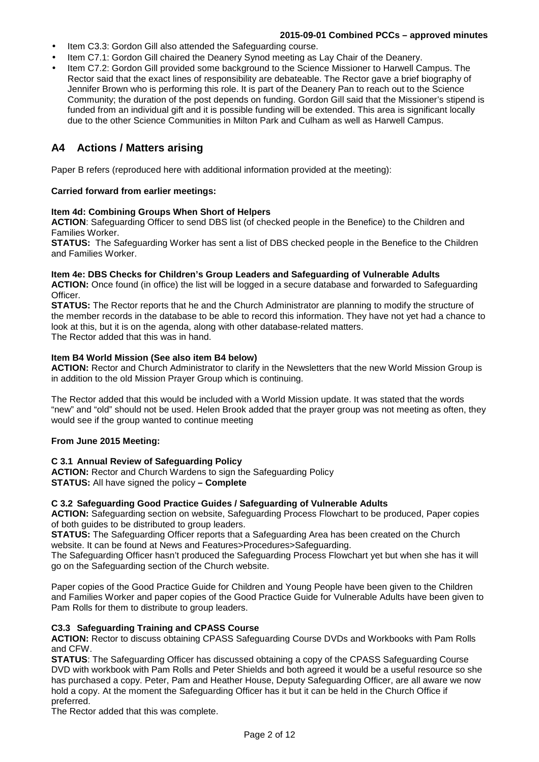- Item C3.3: Gordon Gill also attended the Safeguarding course.
- Item C7.1: Gordon Gill chaired the Deanery Synod meeting as Lay Chair of the Deanery.
- Item C7.2: Gordon Gill provided some background to the Science Missioner to Harwell Campus. The Rector said that the exact lines of responsibility are debateable. The Rector gave a brief biography of Jennifer Brown who is performing this role. It is part of the Deanery Pan to reach out to the Science Community; the duration of the post depends on funding. Gordon Gill said that the Missioner's stipend is funded from an individual gift and it is possible funding will be extended. This area is significant locally due to the other Science Communities in Milton Park and Culham as well as Harwell Campus.

## A4 Actions / Matters arising

Paper B refers (reproduced here with additional information provided at the meeting):

**Carried forward from earlier meetings:**

**Item 4d: Combining Groups When Short of Helpers**
**ACTION**: Safeguarding Officer to send DBS list (of checked people in the Benefice) to the Children and Families Worker.
**STATUS:** The Safeguarding Worker has sent a list of DBS checked people in the Benefice to the Children and Families Worker.

**Item 4e: DBS Checks for Children's Group Leaders and Safeguarding of Vulnerable Adults**
**ACTION:** Once found (in office) the list will be logged in a secure database and forwarded to Safeguarding Officer.
**STATUS:** The Rector reports that he and the Church Administrator are planning to modify the structure of the member records in the database to be able to record this information. They have not yet had a chance to look at this, but it is on the agenda, along with other database-related matters.
The Rector added that this was in hand.

**Item B4 World Mission (See also item B4 below)**
**ACTION:** Rector and Church Administrator to clarify in the Newsletters that the new World Mission Group is in addition to the old Mission Prayer Group which is continuing.

The Rector added that this would be included with a World Mission update. It was stated that the words "new" and "old" should not be used. Helen Brook added that the prayer group was not meeting as often, they would see if the group wanted to continue meeting

**From June 2015 Meeting:**

**C 3.1 Annual Review of Safeguarding Policy**
**ACTION:** Rector and Church Wardens to sign the Safeguarding Policy
**STATUS:** All have signed the policy **– Complete**

**C 3.2 Safeguarding Good Practice Guides / Safeguarding of Vulnerable Adults**
**ACTION:** Safeguarding section on website, Safeguarding Process Flowchart to be produced, Paper copies of both guides to be distributed to group leaders.
**STATUS:** The Safeguarding Officer reports that a Safeguarding Area has been created on the Church website. It can be found at News and Features>Procedures>Safeguarding.
The Safeguarding Officer hasn't produced the Safeguarding Process Flowchart yet but when she has it will go on the Safeguarding section of the Church website.

Paper copies of the Good Practice Guide for Children and Young People have been given to the Children and Families Worker and paper copies of the Good Practice Guide for Vulnerable Adults have been given to Pam Rolls for them to distribute to group leaders.

**C3.3 Safeguarding Training and CPASS Course**
**ACTION:** Rector to discuss obtaining CPASS Safeguarding Course DVDs and Workbooks with Pam Rolls and CFW.
**STATUS**: The Safeguarding Officer has discussed obtaining a copy of the CPASS Safeguarding Course DVD with workbook with Pam Rolls and Peter Shields and both agreed it would be a useful resource so she has purchased a copy. Peter, Pam and Heather House, Deputy Safeguarding Officer, are all aware we now hold a copy. At the moment the Safeguarding Officer has it but it can be held in the Church Office if preferred.
The Rector added that this was complete.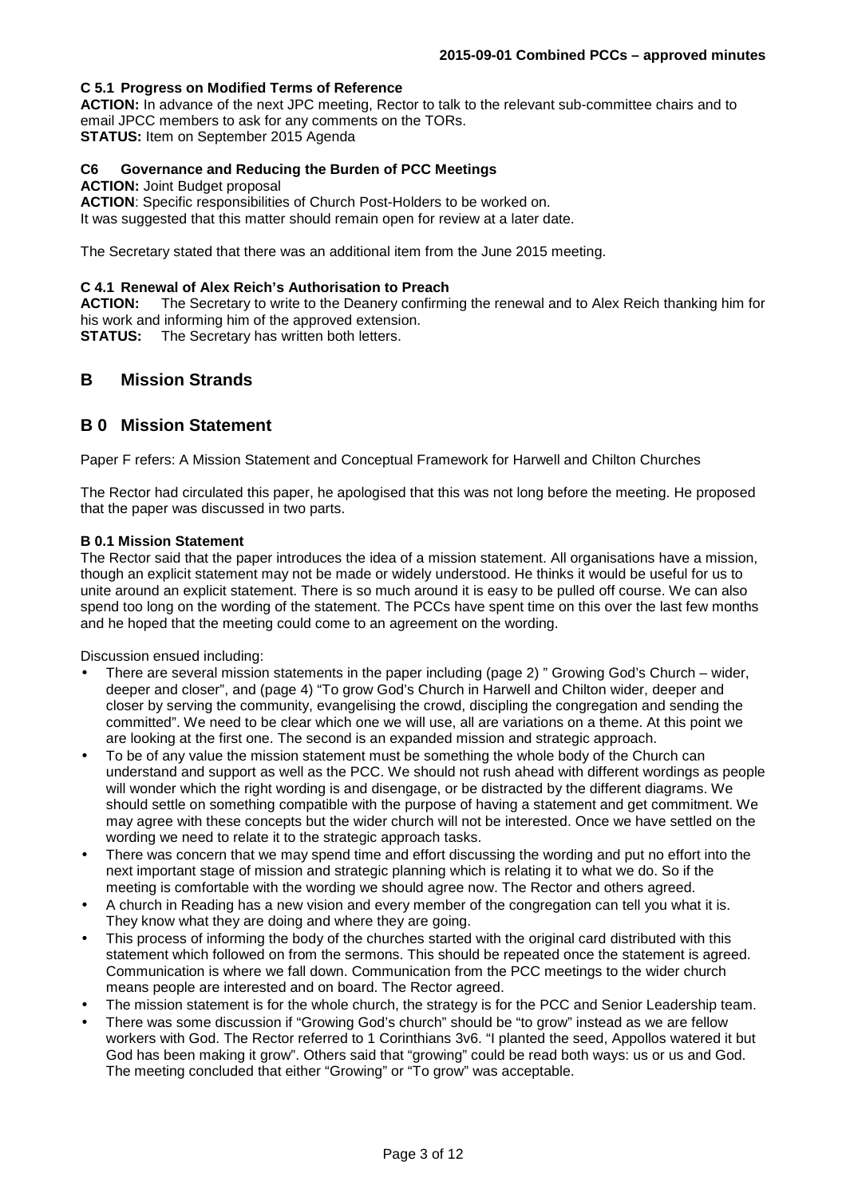#### C 5.1 Progress on Modified Terms of Reference

**ACTION:** In advance of the next JPC meeting, Rector to talk to the relevant sub-committee chairs and to email JPCC members to ask for any comments on the TORs.
**STATUS:** Item on September 2015 Agenda

#### C6 Governance and Reducing the Burden of PCC Meetings

**ACTION:** Joint Budget proposal
**ACTION**: Specific responsibilities of Church Post-Holders to be worked on.
It was suggested that this matter should remain open for review at a later date.

The Secretary stated that there was an additional item from the June 2015 meeting.

#### C 4.1 Renewal of Alex Reich's Authorisation to Preach

**ACTION:** The Secretary to write to the Deanery confirming the renewal and to Alex Reich thanking him for his work and informing him of the approved extension.
**STATUS:** The Secretary has written both letters.

## B Mission Strands

## B 0 Mission Statement

Paper F refers: A Mission Statement and Conceptual Framework for Harwell and Chilton Churches

The Rector had circulated this paper, he apologised that this was not long before the meeting. He proposed that the paper was discussed in two parts.

#### B 0.1 Mission Statement

The Rector said that the paper introduces the idea of a mission statement. All organisations have a mission, though an explicit statement may not be made or widely understood. He thinks it would be useful for us to unite around an explicit statement. There is so much around it is easy to be pulled off course. We can also spend too long on the wording of the statement. The PCCs have spent time on this over the last few months and he hoped that the meeting could come to an agreement on the wording.

Discussion ensued including:

- There are several mission statements in the paper including (page 2) " Growing God's Church – wider, deeper and closer", and (page 4) "To grow God's Church in Harwell and Chilton wider, deeper and closer by serving the community, evangelising the crowd, discipling the congregation and sending the committed". We need to be clear which one we will use, all are variations on a theme. At this point we are looking at the first one. The second is an expanded mission and strategic approach.
- To be of any value the mission statement must be something the whole body of the Church can understand and support as well as the PCC. We should not rush ahead with different wordings as people will wonder which the right wording is and disengage, or be distracted by the different diagrams. We should settle on something compatible with the purpose of having a statement and get commitment. We may agree with these concepts but the wider church will not be interested. Once we have settled on the wording we need to relate it to the strategic approach tasks.
- There was concern that we may spend time and effort discussing the wording and put no effort into the next important stage of mission and strategic planning which is relating it to what we do. So if the meeting is comfortable with the wording we should agree now. The Rector and others agreed.
- A church in Reading has a new vision and every member of the congregation can tell you what it is. They know what they are doing and where they are going.
- This process of informing the body of the churches started with the original card distributed with this statement which followed on from the sermons. This should be repeated once the statement is agreed. Communication is where we fall down. Communication from the PCC meetings to the wider church means people are interested and on board. The Rector agreed.
- The mission statement is for the whole church, the strategy is for the PCC and Senior Leadership team.
- There was some discussion if "Growing God's church" should be "to grow" instead as we are fellow workers with God. The Rector referred to 1 Corinthians 3v6. "I planted the seed, Appollos watered it but God has been making it grow". Others said that "growing" could be read both ways: us or us and God. The meeting concluded that either "Growing" or "To grow" was acceptable.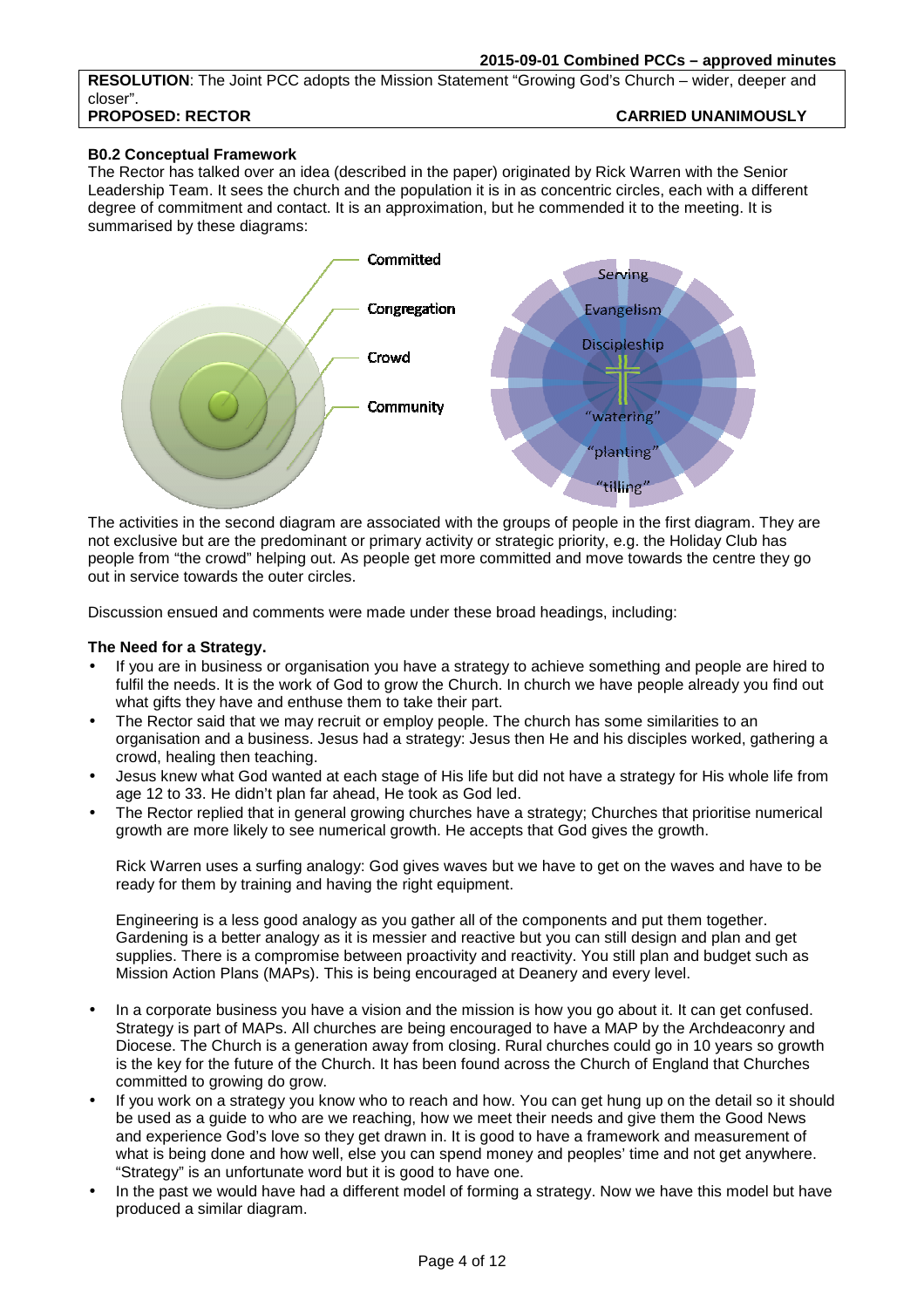**RESOLUTION**: The Joint PCC adopts the Mission Statement "Growing God's Church – wider, deeper and closer".
**PROPOSED: RECTOR** **CARRIED UNANIMOUSLY**

**B0.2 Conceptual Framework**

The Rector has talked over an idea (described in the paper) originated by Rick Warren with the Senior Leadership Team. It sees the church and the population it is in as concentric circles, each with a different degree of commitment and contact. It is an approximation, but he commended it to the meeting. It is summarised by these diagrams:

Committed
Congregation
Crowd
Community

Serving
Evangelism
Discipleship
"watering"
"planting"
"tilling"

The activities in the second diagram are associated with the groups of people in the first diagram. They are not exclusive but are the predominant or primary activity or strategic priority, e.g. the Holiday Club has people from "the crowd" helping out. As people get more committed and move towards the centre they go out in service towards the outer circles.

Discussion ensued and comments were made under these broad headings, including:

**The Need for a Strategy.**

- If you are in business or organisation you have a strategy to achieve something and people are hired to fulfil the needs. It is the work of God to grow the Church. In church we have people already you find out what gifts they have and enthuse them to take their part.
- The Rector said that we may recruit or employ people. The church has some similarities to an organisation and a business. Jesus had a strategy: Jesus then He and his disciples worked, gathering a crowd, healing then teaching.
- Jesus knew what God wanted at each stage of His life but did not have a strategy for His whole life from age 12 to 33. He didn't plan far ahead, He took as God led.
- The Rector replied that in general growing churches have a strategy; Churches that prioritise numerical growth are more likely to see numerical growth. He accepts that God gives the growth.

  Rick Warren uses a surfing analogy: God gives waves but we have to get on the waves and have to be ready for them by training and having the right equipment.

  Engineering is a less good analogy as you gather all of the components and put them together. Gardening is a better analogy as it is messier and reactive but you can still design and plan and get supplies. There is a compromise between proactivity and reactivity. You still plan and budget such as Mission Action Plans (MAPs). This is being encouraged at Deanery and every level.

- In a corporate business you have a vision and the mission is how you go about it. It can get confused. Strategy is part of MAPs. All churches are being encouraged to have a MAP by the Archdeaconry and Diocese. The Church is a generation away from closing. Rural churches could go in 10 years so growth is the key for the future of the Church. It has been found across the Church of England that Churches committed to growing do grow.
- If you work on a strategy you know who to reach and how. You can get hung up on the detail so it should be used as a guide to who are we reaching, how we meet their needs and give them the Good News and experience God's love so they get drawn in. It is good to have a framework and measurement of what is being done and how well, else you can spend money and peoples' time and not get anywhere. "Strategy" is an unfortunate word but it is good to have one.
- In the past we would have had a different model of forming a strategy. Now we have this model but have produced a similar diagram.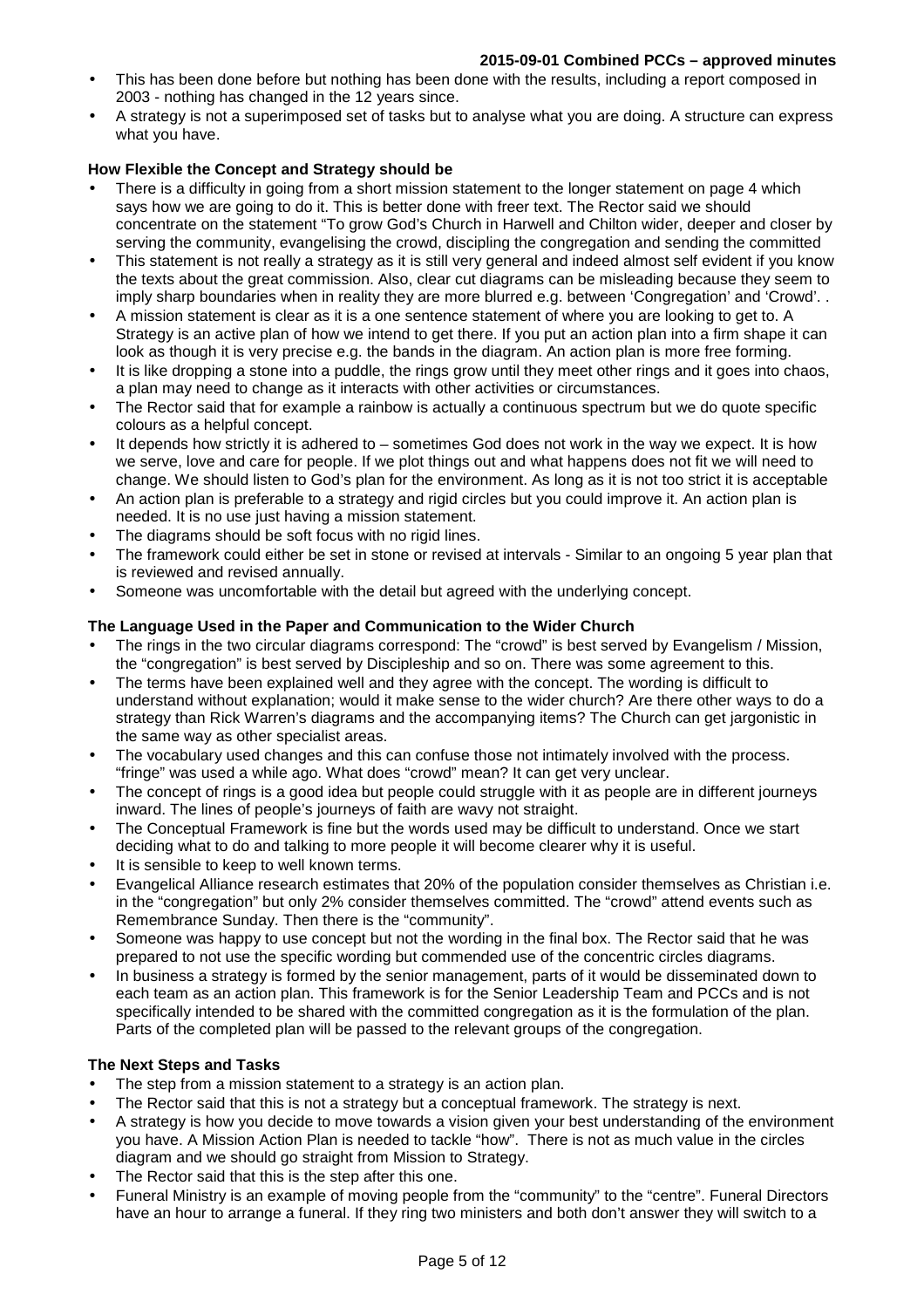- This has been done before but nothing has been done with the results, including a report composed in 2003 - nothing has changed in the 12 years since.
- A strategy is not a superimposed set of tasks but to analyse what you are doing. A structure can express what you have.

**How Flexible the Concept and Strategy should be**

- There is a difficulty in going from a short mission statement to the longer statement on page 4 which says how we are going to do it. This is better done with freer text. The Rector said we should concentrate on the statement "To grow God's Church in Harwell and Chilton wider, deeper and closer by serving the community, evangelising the crowd, discipling the congregation and sending the committed
- This statement is not really a strategy as it is still very general and indeed almost self evident if you know the texts about the great commission. Also, clear cut diagrams can be misleading because they seem to imply sharp boundaries when in reality they are more blurred e.g. between 'Congregation' and 'Crowd'. .
- A mission statement is clear as it is a one sentence statement of where you are looking to get to. A Strategy is an active plan of how we intend to get there. If you put an action plan into a firm shape it can look as though it is very precise e.g. the bands in the diagram. An action plan is more free forming.
- It is like dropping a stone into a puddle, the rings grow until they meet other rings and it goes into chaos, a plan may need to change as it interacts with other activities or circumstances.
- The Rector said that for example a rainbow is actually a continuous spectrum but we do quote specific colours as a helpful concept.
- It depends how strictly it is adhered to – sometimes God does not work in the way we expect. It is how we serve, love and care for people. If we plot things out and what happens does not fit we will need to change. We should listen to God's plan for the environment. As long as it is not too strict it is acceptable
- An action plan is preferable to a strategy and rigid circles but you could improve it. An action plan is needed. It is no use just having a mission statement.
- The diagrams should be soft focus with no rigid lines.
- The framework could either be set in stone or revised at intervals - Similar to an ongoing 5 year plan that is reviewed and revised annually.
- Someone was uncomfortable with the detail but agreed with the underlying concept.

**The Language Used in the Paper and Communication to the Wider Church**

- The rings in the two circular diagrams correspond: The "crowd" is best served by Evangelism / Mission, the "congregation" is best served by Discipleship and so on. There was some agreement to this.
- The terms have been explained well and they agree with the concept. The wording is difficult to understand without explanation; would it make sense to the wider church? Are there other ways to do a strategy than Rick Warren's diagrams and the accompanying items? The Church can get jargonistic in the same way as other specialist areas.
- The vocabulary used changes and this can confuse those not intimately involved with the process. "fringe" was used a while ago. What does "crowd" mean? It can get very unclear.
- The concept of rings is a good idea but people could struggle with it as people are in different journeys inward. The lines of people's journeys of faith are wavy not straight.
- The Conceptual Framework is fine but the words used may be difficult to understand. Once we start deciding what to do and talking to more people it will become clearer why it is useful.
- It is sensible to keep to well known terms.
- Evangelical Alliance research estimates that 20% of the population consider themselves as Christian i.e. in the "congregation" but only 2% consider themselves committed. The "crowd" attend events such as Remembrance Sunday. Then there is the "community".
- Someone was happy to use concept but not the wording in the final box. The Rector said that he was prepared to not use the specific wording but commended use of the concentric circles diagrams.
- In business a strategy is formed by the senior management, parts of it would be disseminated down to each team as an action plan. This framework is for the Senior Leadership Team and PCCs and is not specifically intended to be shared with the committed congregation as it is the formulation of the plan. Parts of the completed plan will be passed to the relevant groups of the congregation.

**The Next Steps and Tasks**

- The step from a mission statement to a strategy is an action plan.
- The Rector said that this is not a strategy but a conceptual framework. The strategy is next.
- A strategy is how you decide to move towards a vision given your best understanding of the environment you have. A Mission Action Plan is needed to tackle "how". There is not as much value in the circles diagram and we should go straight from Mission to Strategy.
- The Rector said that this is the step after this one.
- Funeral Ministry is an example of moving people from the "community" to the "centre". Funeral Directors have an hour to arrange a funeral. If they ring two ministers and both don't answer they will switch to a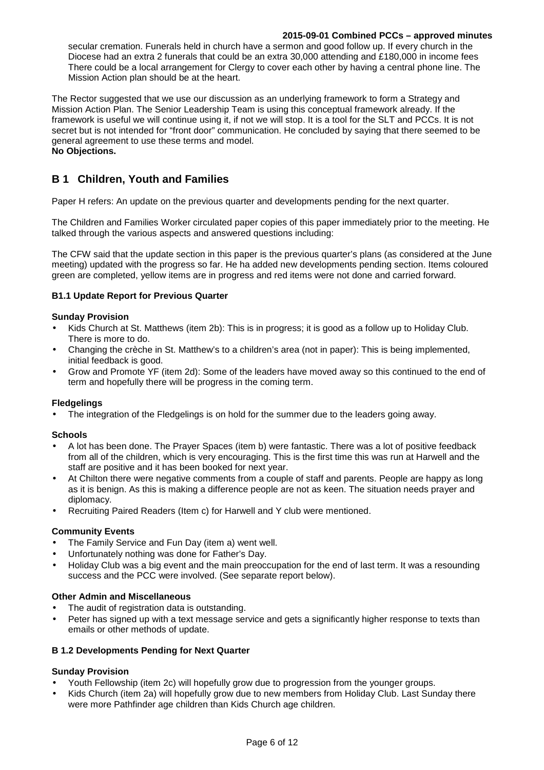secular cremation. Funerals held in church have a sermon and good follow up. If every church in the Diocese had an extra 2 funerals that could be an extra 30,000 attending and £180,000 in income fees There could be a local arrangement for Clergy to cover each other by having a central phone line. The Mission Action plan should be at the heart.

The Rector suggested that we use our discussion as an underlying framework to form a Strategy and Mission Action Plan. The Senior Leadership Team is using this conceptual framework already. If the framework is useful we will continue using it, if not we will stop. It is a tool for the SLT and PCCs. It is not secret but is not intended for "front door" communication. He concluded by saying that there seemed to be general agreement to use these terms and model.
**No Objections.**

## B 1 Children, Youth and Families

Paper H refers: An update on the previous quarter and developments pending for the next quarter.

The Children and Families Worker circulated paper copies of this paper immediately prior to the meeting. He talked through the various aspects and answered questions including:

The CFW said that the update section in this paper is the previous quarter's plans (as considered at the June meeting) updated with the progress so far. He ha added new developments pending section. Items coloured green are completed, yellow items are in progress and red items were not done and carried forward.

### B1.1 Update Report for Previous Quarter

**Sunday Provision**

- Kids Church at St. Matthews (item 2b): This is in progress; it is good as a follow up to Holiday Club. There is more to do.
- Changing the crèche in St. Matthew's to a children's area (not in paper): This is being implemented, initial feedback is good.
- Grow and Promote YF (item 2d): Some of the leaders have moved away so this continued to the end of term and hopefully there will be progress in the coming term.

**Fledgelings**

- The integration of the Fledgelings is on hold for the summer due to the leaders going away.

**Schools**

- A lot has been done. The Prayer Spaces (item b) were fantastic. There was a lot of positive feedback from all of the children, which is very encouraging. This is the first time this was run at Harwell and the staff are positive and it has been booked for next year.
- At Chilton there were negative comments from a couple of staff and parents. People are happy as long as it is benign. As this is making a difference people are not as keen. The situation needs prayer and diplomacy.
- Recruiting Paired Readers (Item c) for Harwell and Y club were mentioned.

**Community Events**

- The Family Service and Fun Day (item a) went well.
- Unfortunately nothing was done for Father's Day.
- Holiday Club was a big event and the main preoccupation for the end of last term. It was a resounding success and the PCC were involved. (See separate report below).

**Other Admin and Miscellaneous**

- The audit of registration data is outstanding.
- Peter has signed up with a text message service and gets a significantly higher response to texts than emails or other methods of update.

### B 1.2 Developments Pending for Next Quarter

**Sunday Provision**

- Youth Fellowship (item 2c) will hopefully grow due to progression from the younger groups.
- Kids Church (item 2a) will hopefully grow due to new members from Holiday Club. Last Sunday there were more Pathfinder age children than Kids Church age children.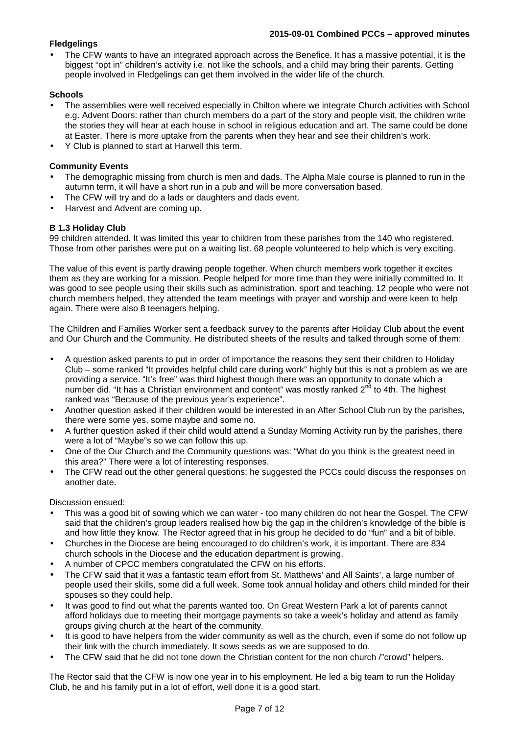**Fledgelings**

- The CFW wants to have an integrated approach across the Benefice. It has a massive potential, it is the biggest "opt in" children's activity i.e. not like the schools, and a child may bring their parents. Getting people involved in Fledgelings can get them involved in the wider life of the church.

**Schools**

- The assemblies were well received especially in Chilton where we integrate Church activities with School e.g. Advent Doors: rather than church members do a part of the story and people visit, the children write the stories they will hear at each house in school in religious education and art. The same could be done at Easter. There is more uptake from the parents when they hear and see their children's work.
- Y Club is planned to start at Harwell this term.

**Community Events**

- The demographic missing from church is men and dads. The Alpha Male course is planned to run in the autumn term, it will have a short run in a pub and will be more conversation based.
- The CFW will try and do a lads or daughters and dads event.
- Harvest and Advent are coming up.

**B 1.3 Holiday Club**

99 children attended. It was limited this year to children from these parishes from the 140 who registered. Those from other parishes were put on a waiting list. 68 people volunteered to help which is very exciting.

The value of this event is partly drawing people together. When church members work together it excites them as they are working for a mission. People helped for more time than they were initially committed to. It was good to see people using their skills such as administration, sport and teaching. 12 people who were not church members helped, they attended the team meetings with prayer and worship and were keen to help again. There were also 8 teenagers helping.

The Children and Families Worker sent a feedback survey to the parents after Holiday Club about the event and Our Church and the Community. He distributed sheets of the results and talked through some of them:

- A question asked parents to put in order of importance the reasons they sent their children to Holiday Club – some ranked "It provides helpful child care during work" highly but this is not a problem as we are providing a service. "It's free" was third highest though there was an opportunity to donate which a number did. "It has a Christian environment and content" was mostly ranked 2nd to 4th. The highest ranked was "Because of the previous year's experience".
- Another question asked if their children would be interested in an After School Club run by the parishes, there were some yes, some maybe and some no.
- A further question asked if their child would attend a Sunday Morning Activity run by the parishes, there were a lot of "Maybe"s so we can follow this up.
- One of the Our Church and the Community questions was: "What do you think is the greatest need in this area?" There were a lot of interesting responses.
- The CFW read out the other general questions; he suggested the PCCs could discuss the responses on another date.

Discussion ensued:

- This was a good bit of sowing which we can water - too many children do not hear the Gospel. The CFW said that the children's group leaders realised how big the gap in the children's knowledge of the bible is and how little they know. The Rector agreed that in his group he decided to do "fun" and a bit of bible.
- Churches in the Diocese are being encouraged to do children's work, it is important. There are 834 church schools in the Diocese and the education department is growing.
- A number of CPCC members congratulated the CFW on his efforts.
- The CFW said that it was a fantastic team effort from St. Matthews' and All Saints', a large number of people used their skills, some did a full week. Some took annual holiday and others child minded for their spouses so they could help.
- It was good to find out what the parents wanted too. On Great Western Park a lot of parents cannot afford holidays due to meeting their mortgage payments so take a week's holiday and attend as family groups giving church at the heart of the community.
- It is good to have helpers from the wider community as well as the church, even if some do not follow up their link with the church immediately. It sows seeds as we are supposed to do.
- The CFW said that he did not tone down the Christian content for the non church /"crowd" helpers.

The Rector said that the CFW is now one year in to his employment. He led a big team to run the Holiday Club, he and his family put in a lot of effort, well done it is a good start.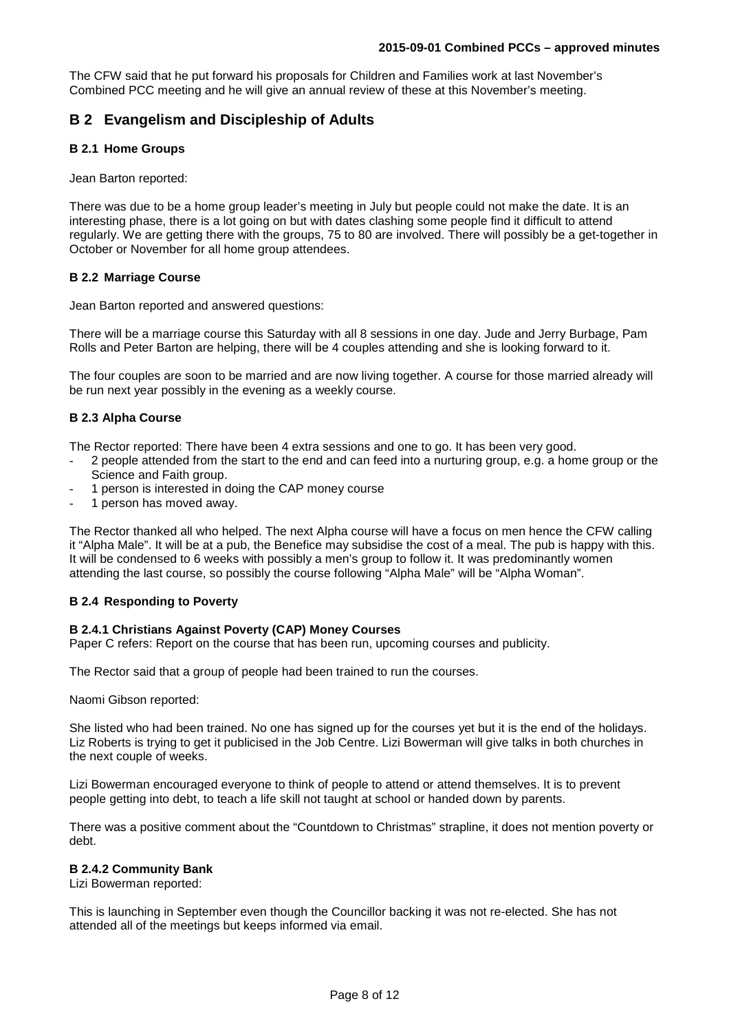The CFW said that he put forward his proposals for Children and Families work at last November's Combined PCC meeting and he will give an annual review of these at this November's meeting.

## B 2 Evangelism and Discipleship of Adults

### B 2.1 Home Groups

Jean Barton reported:

There was due to be a home group leader's meeting in July but people could not make the date. It is an interesting phase, there is a lot going on but with dates clashing some people find it difficult to attend regularly. We are getting there with the groups, 75 to 80 are involved. There will possibly be a get-together in October or November for all home group attendees.

### B 2.2 Marriage Course

Jean Barton reported and answered questions:

There will be a marriage course this Saturday with all 8 sessions in one day. Jude and Jerry Burbage, Pam Rolls and Peter Barton are helping, there will be 4 couples attending and she is looking forward to it.

The four couples are soon to be married and are now living together. A course for those married already will be run next year possibly in the evening as a weekly course.

### B 2.3 Alpha Course

The Rector reported: There have been 4 extra sessions and one to go. It has been very good.

- 2 people attended from the start to the end and can feed into a nurturing group, e.g. a home group or the Science and Faith group.
- 1 person is interested in doing the CAP money course
- 1 person has moved away.

The Rector thanked all who helped. The next Alpha course will have a focus on men hence the CFW calling it "Alpha Male". It will be at a pub, the Benefice may subsidise the cost of a meal. The pub is happy with this. It will be condensed to 6 weeks with possibly a men's group to follow it. It was predominantly women attending the last course, so possibly the course following "Alpha Male" will be "Alpha Woman".

### B 2.4 Responding to Poverty

#### B 2.4.1 Christians Against Poverty (CAP) Money Courses

Paper C refers: Report on the course that has been run, upcoming courses and publicity.

The Rector said that a group of people had been trained to run the courses.

Naomi Gibson reported:

She listed who had been trained. No one has signed up for the courses yet but it is the end of the holidays. Liz Roberts is trying to get it publicised in the Job Centre. Lizi Bowerman will give talks in both churches in the next couple of weeks.

Lizi Bowerman encouraged everyone to think of people to attend or attend themselves. It is to prevent people getting into debt, to teach a life skill not taught at school or handed down by parents.

There was a positive comment about the "Countdown to Christmas" strapline, it does not mention poverty or debt.

#### B 2.4.2 Community Bank

Lizi Bowerman reported:

This is launching in September even though the Councillor backing it was not re-elected. She has not attended all of the meetings but keeps informed via email.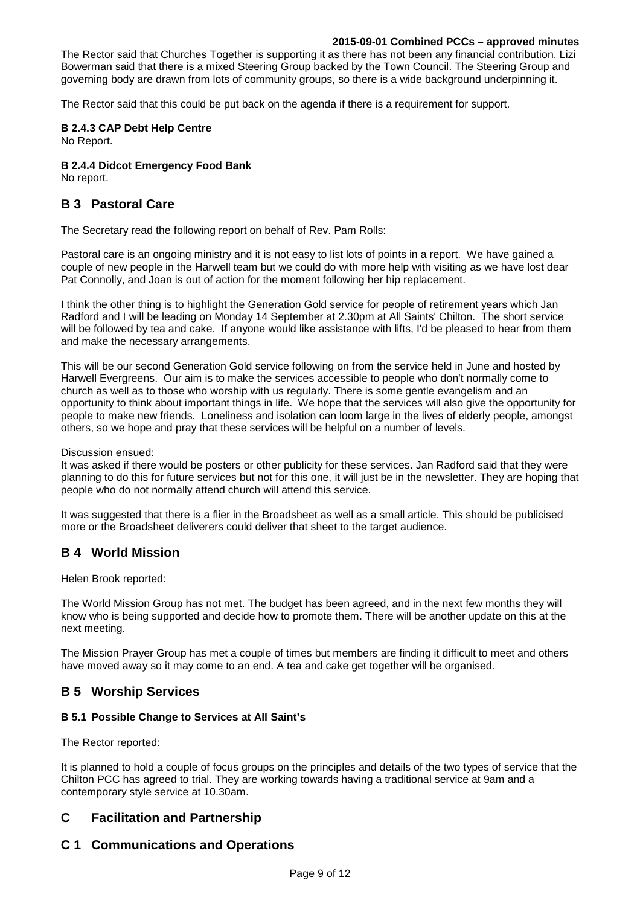The Rector said that Churches Together is supporting it as there has not been any financial contribution. Lizi Bowerman said that there is a mixed Steering Group backed by the Town Council. The Steering Group and governing body are drawn from lots of community groups, so there is a wide background underpinning it.

The Rector said that this could be put back on the agenda if there is a requirement for support.

#### B 2.4.3 CAP Debt Help Centre

No Report.

#### B 2.4.4 Didcot Emergency Food Bank

No report.

## B 3 Pastoral Care

The Secretary read the following report on behalf of Rev. Pam Rolls:

Pastoral care is an ongoing ministry and it is not easy to list lots of points in a report. We have gained a couple of new people in the Harwell team but we could do with more help with visiting as we have lost dear Pat Connolly, and Joan is out of action for the moment following her hip replacement.

I think the other thing is to highlight the Generation Gold service for people of retirement years which Jan Radford and I will be leading on Monday 14 September at 2.30pm at All Saints' Chilton. The short service will be followed by tea and cake. If anyone would like assistance with lifts, I'd be pleased to hear from them and make the necessary arrangements.

This will be our second Generation Gold service following on from the service held in June and hosted by Harwell Evergreens. Our aim is to make the services accessible to people who don't normally come to church as well as to those who worship with us regularly. There is some gentle evangelism and an opportunity to think about important things in life. We hope that the services will also give the opportunity for people to make new friends. Loneliness and isolation can loom large in the lives of elderly people, amongst others, so we hope and pray that these services will be helpful on a number of levels.

Discussion ensued:
It was asked if there would be posters or other publicity for these services. Jan Radford said that they were planning to do this for future services but not for this one, it will just be in the newsletter. They are hoping that people who do not normally attend church will attend this service.

It was suggested that there is a flier in the Broadsheet as well as a small article. This should be publicised more or the Broadsheet deliverers could deliver that sheet to the target audience.

## B 4 World Mission

Helen Brook reported:

The World Mission Group has not met. The budget has been agreed, and in the next few months they will know who is being supported and decide how to promote them. There will be another update on this at the next meeting.

The Mission Prayer Group has met a couple of times but members are finding it difficult to meet and others have moved away so it may come to an end. A tea and cake get together will be organised.

## B 5 Worship Services

#### B 5.1 Possible Change to Services at All Saint's

The Rector reported:

It is planned to hold a couple of focus groups on the principles and details of the two types of service that the Chilton PCC has agreed to trial. They are working towards having a traditional service at 9am and a contemporary style service at 10.30am.

## C Facilitation and Partnership

## C 1 Communications and Operations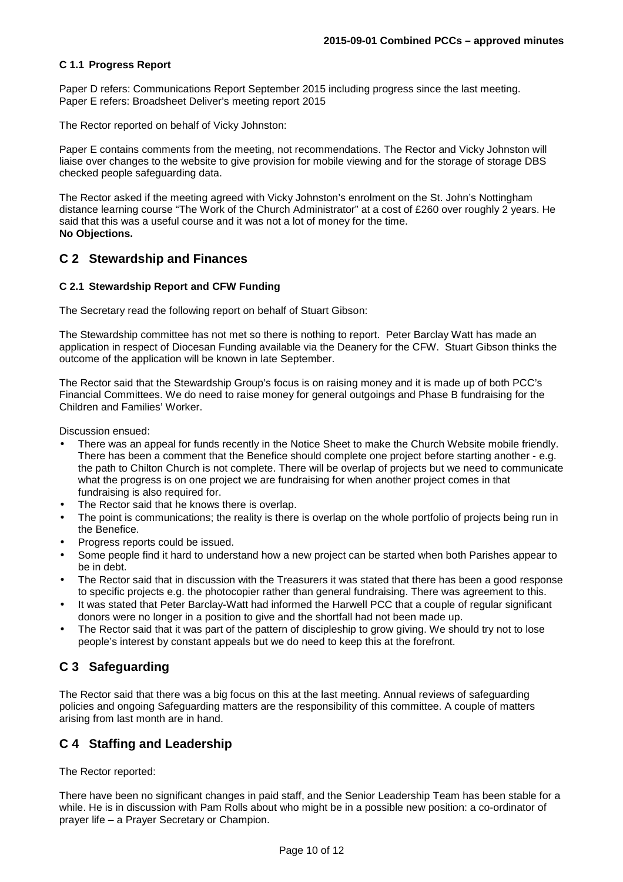#### C 1.1 Progress Report

Paper D refers: Communications Report September 2015 including progress since the last meeting.
Paper E refers: Broadsheet Deliver's meeting report 2015

The Rector reported on behalf of Vicky Johnston:

Paper E contains comments from the meeting, not recommendations. The Rector and Vicky Johnston will liaise over changes to the website to give provision for mobile viewing and for the storage of storage DBS checked people safeguarding data.

The Rector asked if the meeting agreed with Vicky Johnston's enrolment on the St. John's Nottingham distance learning course "The Work of the Church Administrator" at a cost of £260 over roughly 2 years. He said that this was a useful course and it was not a lot of money for the time.
**No Objections.**

## C 2 Stewardship and Finances

#### C 2.1 Stewardship Report and CFW Funding

The Secretary read the following report on behalf of Stuart Gibson:

The Stewardship committee has not met so there is nothing to report. Peter Barclay Watt has made an application in respect of Diocesan Funding available via the Deanery for the CFW. Stuart Gibson thinks the outcome of the application will be known in late September.

The Rector said that the Stewardship Group's focus is on raising money and it is made up of both PCC's Financial Committees. We do need to raise money for general outgoings and Phase B fundraising for the Children and Families' Worker.

Discussion ensued:

- There was an appeal for funds recently in the Notice Sheet to make the Church Website mobile friendly. There has been a comment that the Benefice should complete one project before starting another - e.g. the path to Chilton Church is not complete. There will be overlap of projects but we need to communicate what the progress is on one project we are fundraising for when another project comes in that fundraising is also required for.
- The Rector said that he knows there is overlap.
- The point is communications; the reality is there is overlap on the whole portfolio of projects being run in the Benefice.
- Progress reports could be issued.
- Some people find it hard to understand how a new project can be started when both Parishes appear to be in debt.
- The Rector said that in discussion with the Treasurers it was stated that there has been a good response to specific projects e.g. the photocopier rather than general fundraising. There was agreement to this.
- It was stated that Peter Barclay-Watt had informed the Harwell PCC that a couple of regular significant donors were no longer in a position to give and the shortfall had not been made up.
- The Rector said that it was part of the pattern of discipleship to grow giving. We should try not to lose people's interest by constant appeals but we do need to keep this at the forefront.

## C 3 Safeguarding

The Rector said that there was a big focus on this at the last meeting. Annual reviews of safeguarding policies and ongoing Safeguarding matters are the responsibility of this committee. A couple of matters arising from last month are in hand.

## C 4 Staffing and Leadership

The Rector reported:

There have been no significant changes in paid staff, and the Senior Leadership Team has been stable for a while. He is in discussion with Pam Rolls about who might be in a possible new position: a co-ordinator of prayer life – a Prayer Secretary or Champion.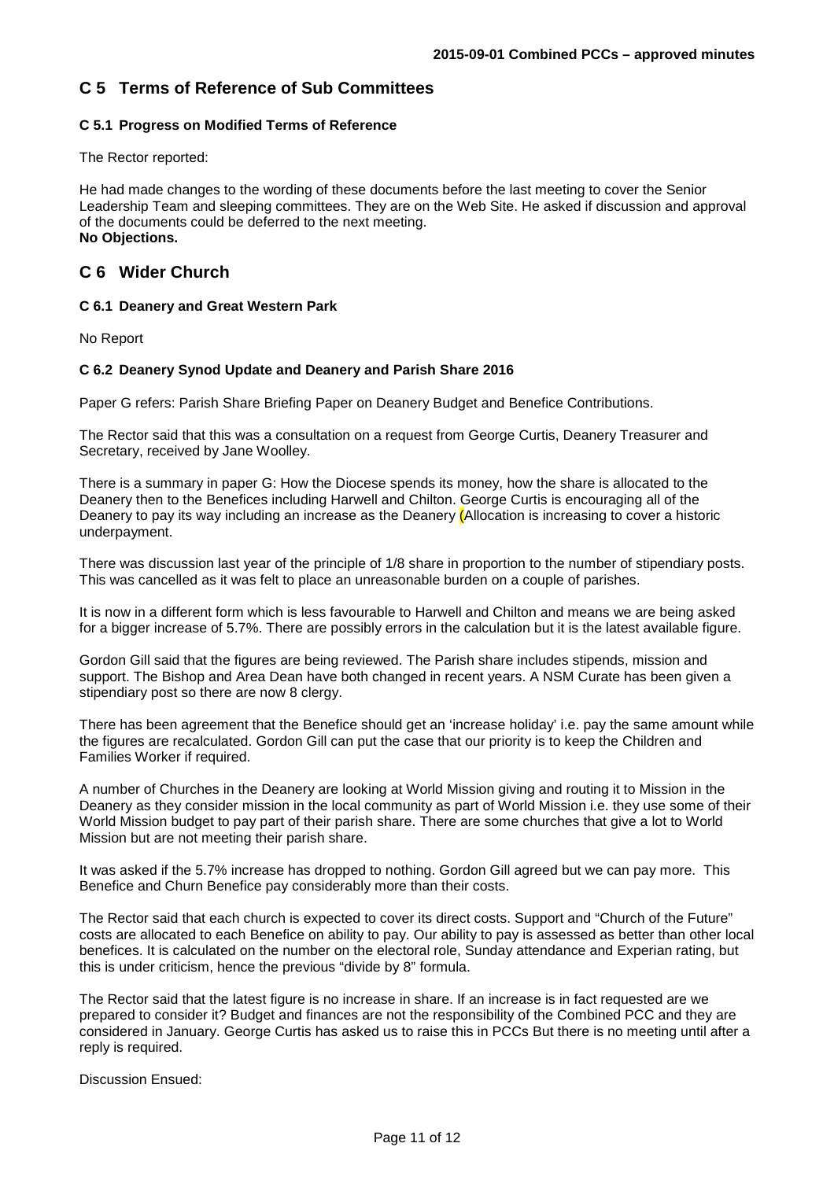## C 5 Terms of Reference of Sub Committees

### C 5.1 Progress on Modified Terms of Reference

The Rector reported:

He had made changes to the wording of these documents before the last meeting to cover the Senior Leadership Team and sleeping committees. They are on the Web Site. He asked if discussion and approval of the documents could be deferred to the next meeting.
**No Objections.**

## C 6 Wider Church

### C 6.1 Deanery and Great Western Park

No Report

### C 6.2 Deanery Synod Update and Deanery and Parish Share 2016

Paper G refers: Parish Share Briefing Paper on Deanery Budget and Benefice Contributions.

The Rector said that this was a consultation on a request from George Curtis, Deanery Treasurer and Secretary, received by Jane Woolley.

There is a summary in paper G: How the Diocese spends its money, how the share is allocated to the Deanery then to the Benefices including Harwell and Chilton. George Curtis is encouraging all of the Deanery to pay its way including an increase as the Deanery (Allocation is increasing to cover a historic underpayment.

There was discussion last year of the principle of 1/8 share in proportion to the number of stipendiary posts. This was cancelled as it was felt to place an unreasonable burden on a couple of parishes.

It is now in a different form which is less favourable to Harwell and Chilton and means we are being asked for a bigger increase of 5.7%. There are possibly errors in the calculation but it is the latest available figure.

Gordon Gill said that the figures are being reviewed. The Parish share includes stipends, mission and support. The Bishop and Area Dean have both changed in recent years. A NSM Curate has been given a stipendiary post so there are now 8 clergy.

There has been agreement that the Benefice should get an 'increase holiday' i.e. pay the same amount while the figures are recalculated. Gordon Gill can put the case that our priority is to keep the Children and Families Worker if required.

A number of Churches in the Deanery are looking at World Mission giving and routing it to Mission in the Deanery as they consider mission in the local community as part of World Mission i.e. they use some of their World Mission budget to pay part of their parish share. There are some churches that give a lot to World Mission but are not meeting their parish share.

It was asked if the 5.7% increase has dropped to nothing. Gordon Gill agreed but we can pay more. This Benefice and Churn Benefice pay considerably more than their costs.

The Rector said that each church is expected to cover its direct costs. Support and "Church of the Future" costs are allocated to each Benefice on ability to pay. Our ability to pay is assessed as better than other local benefices. It is calculated on the number on the electoral role, Sunday attendance and Experian rating, but this is under criticism, hence the previous "divide by 8" formula.

The Rector said that the latest figure is no increase in share. If an increase is in fact requested are we prepared to consider it? Budget and finances are not the responsibility of the Combined PCC and they are considered in January. George Curtis has asked us to raise this in PCCs But there is no meeting until after a reply is required.

Discussion Ensued: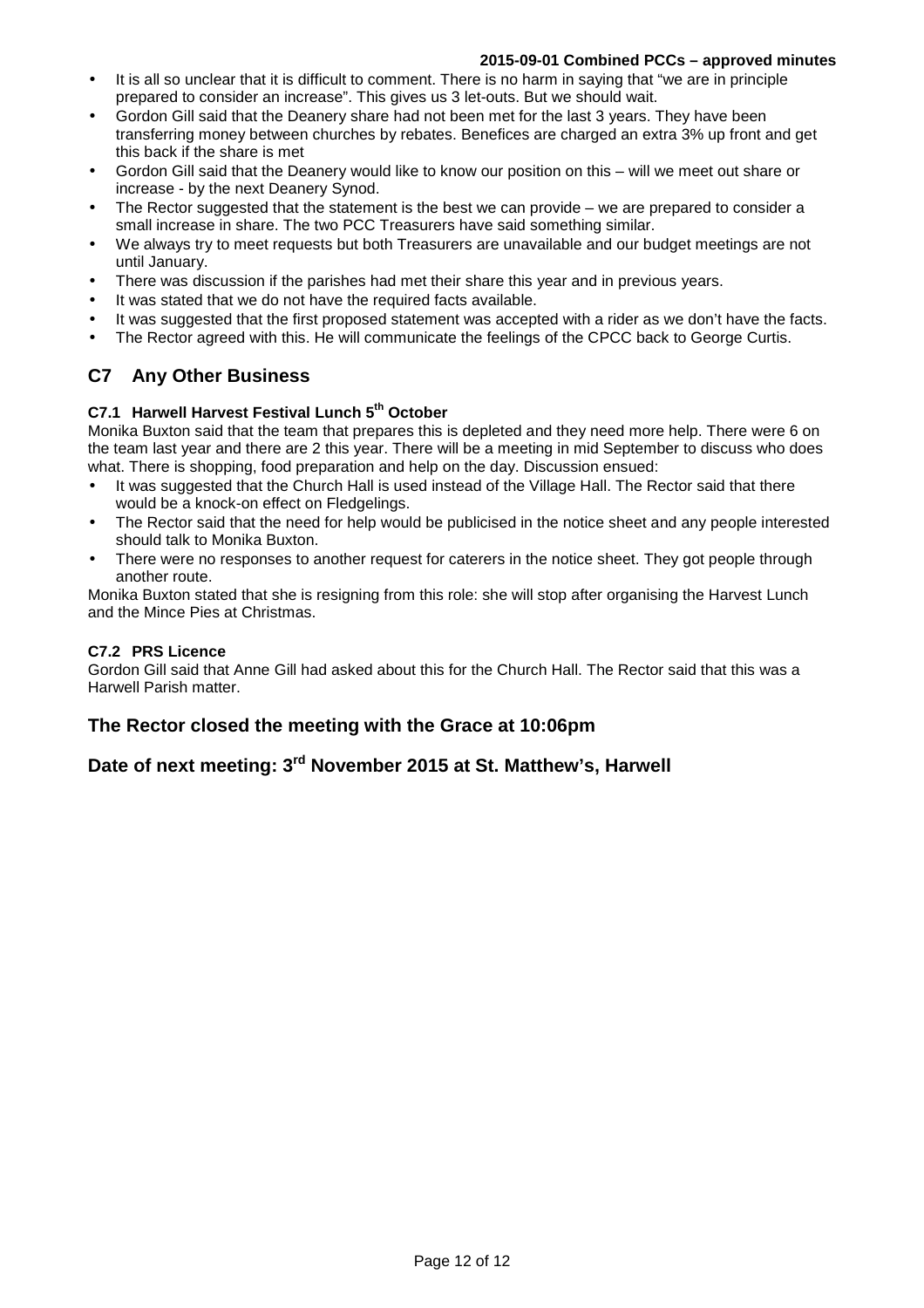- It is all so unclear that it is difficult to comment. There is no harm in saying that "we are in principle prepared to consider an increase". This gives us 3 let-outs. But we should wait.
- Gordon Gill said that the Deanery share had not been met for the last 3 years. They have been transferring money between churches by rebates. Benefices are charged an extra 3% up front and get this back if the share is met
- Gordon Gill said that the Deanery would like to know our position on this – will we meet out share or increase - by the next Deanery Synod.
- The Rector suggested that the statement is the best we can provide – we are prepared to consider a small increase in share. The two PCC Treasurers have said something similar.
- We always try to meet requests but both Treasurers are unavailable and our budget meetings are not until January.
- There was discussion if the parishes had met their share this year and in previous years.
- It was stated that we do not have the required facts available.
- It was suggested that the first proposed statement was accepted with a rider as we don't have the facts.
- The Rector agreed with this. He will communicate the feelings of the CPCC back to George Curtis.

## C7 Any Other Business

### C7.1 Harwell Harvest Festival Lunch 5th October

Monika Buxton said that the team that prepares this is depleted and they need more help. There were 6 on the team last year and there are 2 this year. There will be a meeting in mid September to discuss who does what. There is shopping, food preparation and help on the day. Discussion ensued:

- It was suggested that the Church Hall is used instead of the Village Hall. The Rector said that there would be a knock-on effect on Fledgelings.
- The Rector said that the need for help would be publicised in the notice sheet and any people interested should talk to Monika Buxton.
- There were no responses to another request for caterers in the notice sheet. They got people through another route.

Monika Buxton stated that she is resigning from this role: she will stop after organising the Harvest Lunch and the Mince Pies at Christmas.

### C7.2 PRS Licence

Gordon Gill said that Anne Gill had asked about this for the Church Hall. The Rector said that this was a Harwell Parish matter.

## The Rector closed the meeting with the Grace at 10:06pm

## Date of next meeting: 3rd November 2015 at St. Matthew's, Harwell